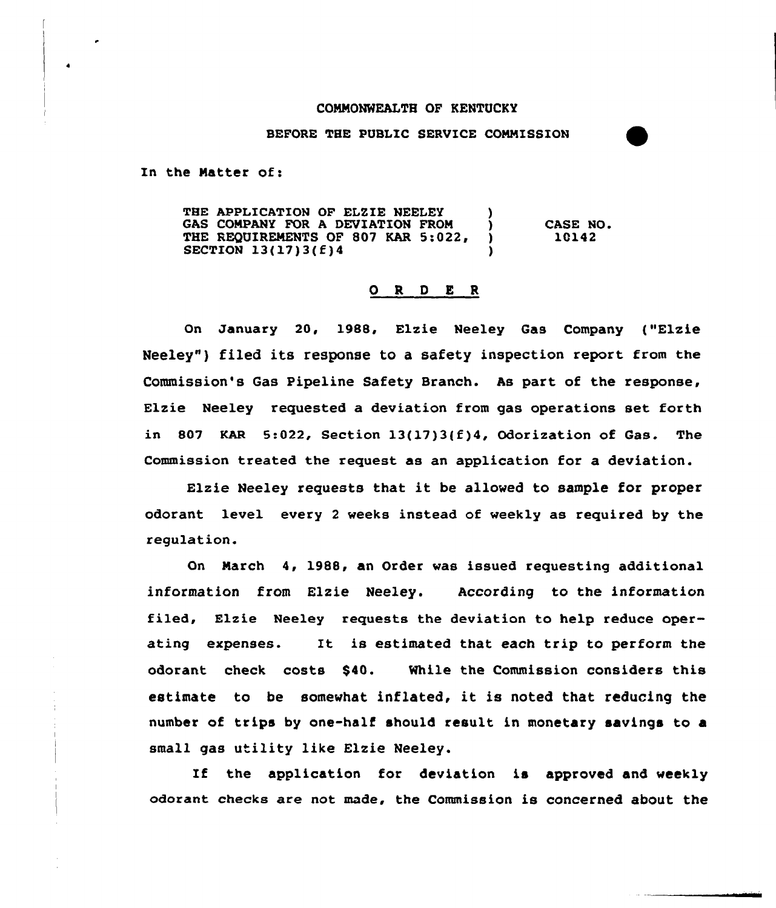COMMONWEALTH OF KENTUCKY

BEFORE THE PUBLIC SERVICE COMMISSION

In the Matter of:

THE APPLICATION OF ELZIE NEELEY GAS COMPANY FOR A DEVIATION FROM THE REQUIREMENTS OF 807 KAR 5:022, SECTION 13(17)3(f)4 ) CASE NO. 10142

## O R D E R

On January 20, 1988, Elzie Neeley Gas Company ("Elzie Neeley") filed its response to a safety inspection report from the Commission's Gas Pipeline Safety Branch. As part of the response, Elzie Neeley requested a deviation from gas operations set forth in 807 KAR 5:022, Section 13(17)3(f)4, Odorization of Gas. The Commission treated the request as an application for a deviation.

Elzie Neeley requests that it be allowed to sample for proper odorant level every 2 weeks instead of weekly as required by the regulation.

On March 4, 1988, an Order was issued requesting additional information from Elzie Neeley. According to the information filed, Elzie Neeley requests the deviation to help reduce operating expenses. It is estimated that each trip to perform the odorant check costs $40. While the Commission considers this estimate to be somewhat inflated, it is noted that reducing the number of trips by one-half should result in monetary savings to a small gas utility like Elzie Neeley.

If the application for deviation is approved and weekly odorant checks are not made, the Commission is concerned about the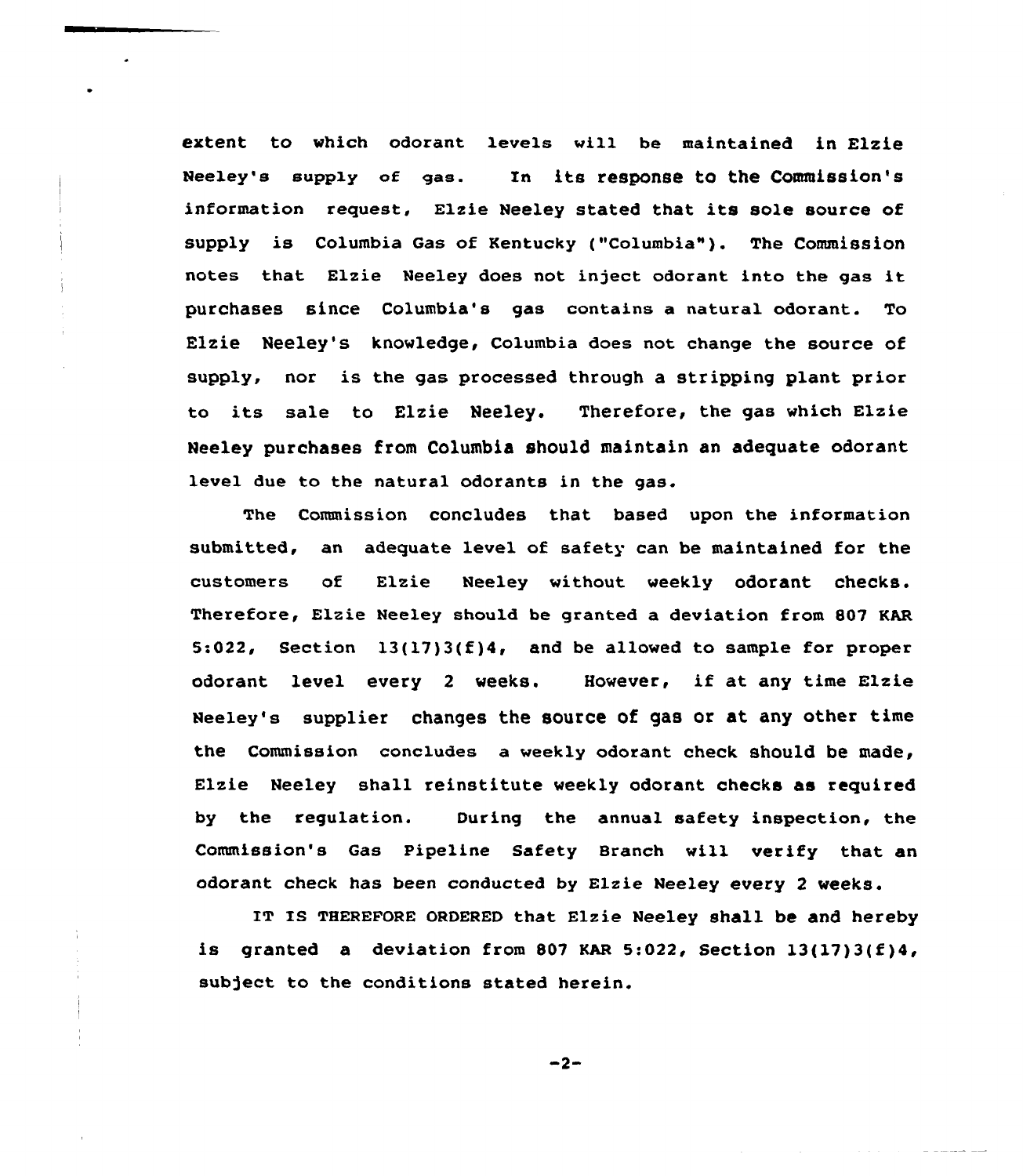extent to which odorant levels will be maintained in Elzie Neeley's supply of gas. In its response to the Commission's information request, Elzie Neeley stated that its sole source of supply is Columbia Gas of Kentucky ("Columbia"). The Commission notes that Elzie Neeley does not inject odorant into the gas it purchases since Columbia's gas contains a natural odorant. To Elzie Neeley's knowledge, Columbia does not change the source of supply, nor is the gas processed through a stripping plant prior to its sale to Elzie Neeley. Therefore, the gas which Elzie Neeley purchases from Columbia should maintain an adequate odorant level due to the natural odorants in the gas.

The Commission concludes that based upon the information submitted, an adequate level of safety can be maintained for the customers of Elzie Neeley without weekly odorant checks. Therefore, Elzie Neeley should be granted a deviation from 807 KAR 5:022, Section 13(17)3(f)4, and be allowed to sample for proper odorant level every 2 weeks. However, if at any time Elzie Neeley's supplier changes the source of gas or at any other time the Commission concludes a weekly odorant check should be made, Elzie Neeley shall reinstitute weekly odorant checks as required by the regulation. During the annual safety inspection, the Commission's Gas Pipeline Safety Branch will verify that an odorant check has been conducted by Elzie Neeley every 2 weeks.

IT IS THEREFORE ORDERED that Elzie Neeley shall be and hereby is granted a deviation from 807 KAR 5:022, Section 13(17)3(f)4, subject to the conditions stated herein.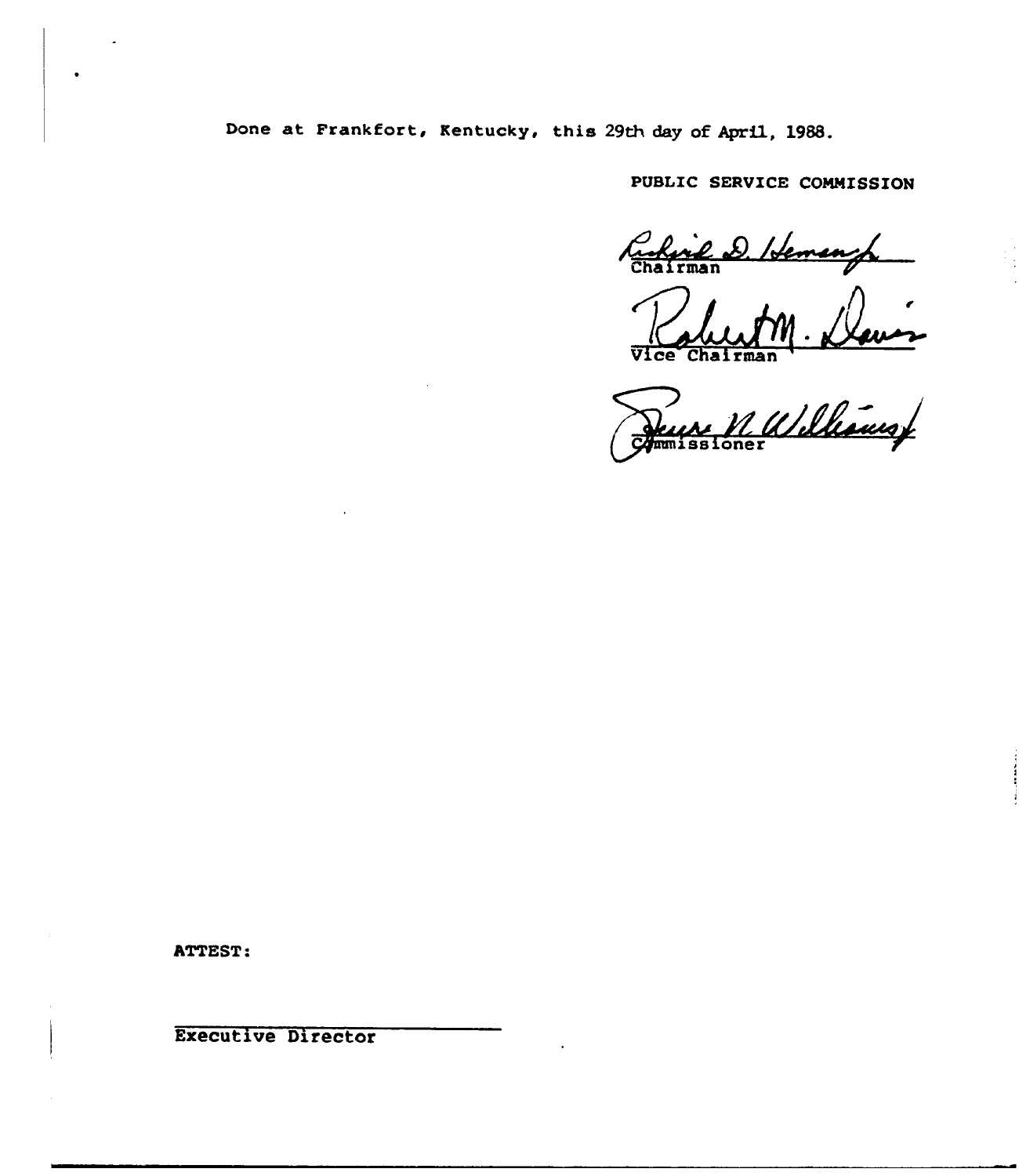Done at Frankfort, Kentucky, this 29th day of April, 1988.

PUBLIC SERVICE COMMISSION

Chairman

Vice Chairman

Commissioner

ATTEST:

Executive Director